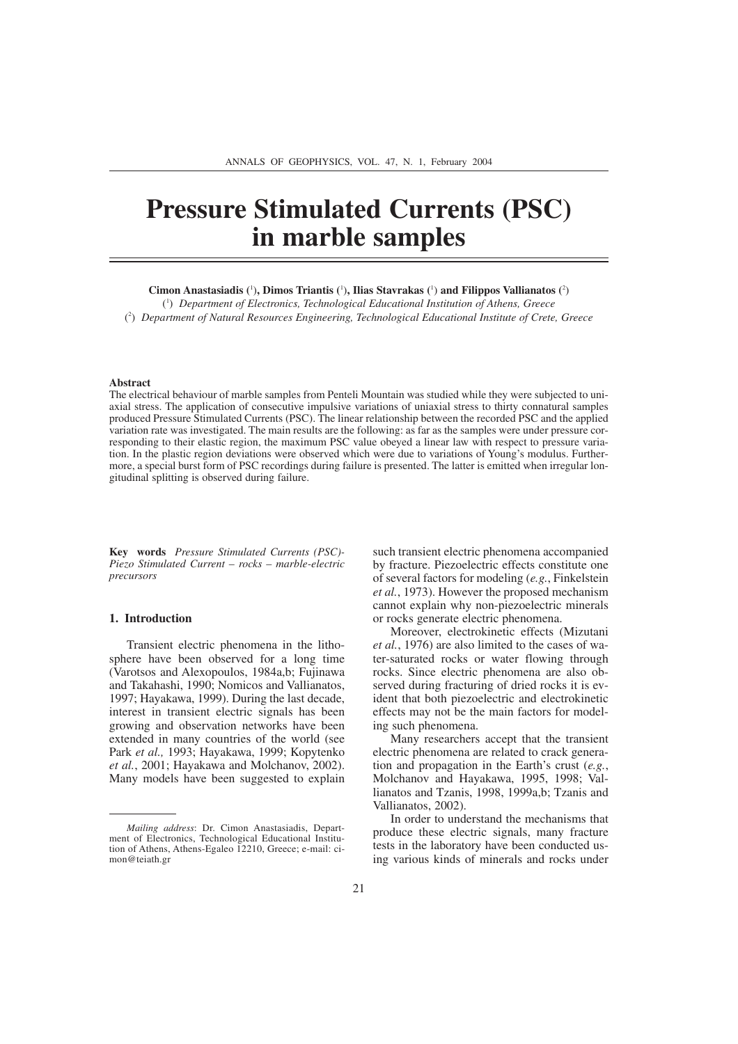# Pressure Stimulated Currents (PSC) in marble samples

**Cimon Anastasiadis** ([1]), **Dimos Triantis** ([1]), **Ilias Stavrakas** ([1]) **and Filippos Vallianatos** ([2])

([1]) *Department of Electronics, Technological Educational Institution of Athens, Greece*

([2]) *Department of Natural Resources Engineering, Technological Educational Institute of Crete, Greece*

## Abstract

The electrical behaviour of marble samples from Penteli Mountain was studied while they were subjected to uniaxial stress. The application of consecutive impulsive variations of uniaxial stress to thirty connatural samples produced Pressure Stimulated Currents (PSC). The linear relationship between the recorded PSC and the applied variation rate was investigated. The main results are the following: as far as the samples were under pressure corresponding to their elastic region, the maximum PSC value obeyed a linear law with respect to pressure variation. In the plastic region deviations were observed which were due to variations of Young's modulus. Furthermore, a special burst form of PSC recordings during failure is presented. The latter is emitted when irregular longitudinal splitting is observed during failure.

**Key words** *Pressure Stimulated Currents (PSC)-Piezo Stimulated Current – rocks – marble-electric precursors*

## 1. Introduction

Transient electric phenomena in the lithosphere have been observed for a long time (Varotsos and Alexopoulos, 1984a,b; Fujinawa and Takahashi, 1990; Nomicos and Vallianatos, 1997; Hayakawa, 1999). During the last decade, interest in transient electric signals has been growing and observation networks have been extended in many countries of the world (see Park *et al.,* 1993; Hayakawa, 1999; Kopytenko *et al.*, 2001; Hayakawa and Molchanov, 2002). Many models have been suggested to explain such transient electric phenomena accompanied by fracture. Piezoelectric effects constitute one of several factors for modeling (*e.g.*, Finkelstein *et al.*, 1973). However the proposed mechanism cannot explain why non-piezoelectric minerals or rocks generate electric phenomena.

Moreover, electrokinetic effects (Mizutani *et al.*, 1976) are also limited to the cases of water-saturated rocks or water flowing through rocks. Since electric phenomena are also observed during fracturing of dried rocks it is evident that both piezoelectric and electrokinetic effects may not be the main factors for modeling such phenomena.

Many researchers accept that the transient electric phenomena are related to crack generation and propagation in the Earth's crust (*e.g.*, Molchanov and Hayakawa, 1995, 1998; Vallianatos and Tzanis, 1998, 1999a,b; Tzanis and Vallianatos, 2002).

In order to understand the mechanisms that produce these electric signals, many fracture tests in the laboratory have been conducted using various kinds of minerals and rocks under

---

*Mailing address*: Dr. Cimon Anastasiadis, Department of Electronics, Technological Educational Institution of Athens, Athens-Egaleo 12210, Greece; e-mail: cimon@teiath.gr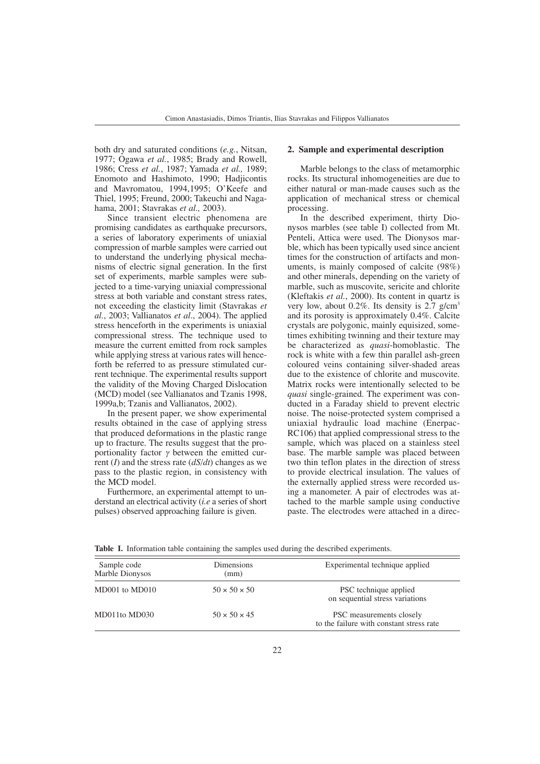both dry and saturated conditions (*e.g.*, Nitsan, 1977; Ogawa *et al.*, 1985; Brady and Rowell, 1986; Cress *et al.*, 1987; Yamada *et al.,* 1989; Enomoto and Hashimoto, 1990; Hadjicontis and Mavromatou, 1994,1995; O'Keefe and Thiel, 1995; Freund, 2000; Takeuchi and Nagahama, 2001; Stavrakas *et al.,* 2003).

Since transient electric phenomena are promising candidates as earthquake precursors, a series of laboratory experiments of uniaxial compression of marble samples were carried out to understand the underlying physical mechanisms of electric signal generation. In the first set of experiments, marble samples were subjected to a time-varying uniaxial compressional stress at both variable and constant stress rates, not exceeding the elasticity limit (Stavrakas *et al.*, 2003; Vallianatos *et al*., 2004). The applied stress henceforth in the experiments is uniaxial compressional stress. The technique used to measure the current emitted from rock samples while applying stress at various rates will henceforth be referred to as pressure stimulated current technique. The experimental results support the validity of the Moving Charged Dislocation (MCD) model (see Vallianatos and Tzanis 1998, 1999a,b; Tzanis and Vallianatos, 2002).

In the present paper, we show experimental results obtained in the case of applying stress that produced deformations in the plastic range up to fracture. The results suggest that the proportionality factor $\gamma$ between the emitted current ($I$) and the stress rate ($dS/dt$) changes as we pass to the plastic region, in consistency with the MCD model.

Furthermore, an experimental attempt to understand an electrical activity (*i.e* a series of short pulses) observed approaching failure is given.

## 2. Sample and experimental description

Marble belongs to the class of metamorphic rocks. Its structural inhomogeneities are due to either natural or man-made causes such as the application of mechanical stress or chemical processing.

In the described experiment, thirty Dionysos marbles (see table I) collected from Mt. Penteli, Attica were used. The Dionysos marble, which has been typically used since ancient times for the construction of artifacts and monuments, is mainly composed of calcite (98%) and other minerals, depending on the variety of marble, such as muscovite, sericite and chlorite (Kleftakis *et al.*, 2000). Its content in quartz is very low, about 0.2%. Its density is 2.7 g/cm$^3$ and its porosity is approximately 0.4%. Calcite crystals are polygonic, mainly equisized, sometimes exhibiting twinning and their texture may be characterized as *quasi*-homoblastic. The rock is white with a few thin parallel ash-green coloured veins containing silver-shaded areas due to the existence of chlorite and muscovite. Matrix rocks were intentionally selected to be *quasi* single-grained. The experiment was conducted in a Faraday shield to prevent electric noise. The noise-protected system comprised a uniaxial hydraulic load machine (Enerpac-RC106) that applied compressional stress to the sample, which was placed on a stainless steel base. The marble sample was placed between two thin teflon plates in the direction of stress to provide electrical insulation. The values of the externally applied stress were recorded using a manometer. A pair of electrodes was attached to the marble sample using conductive paste. The electrodes were attached in a direc-

**Table I.** Information table containing the samples used during the described experiments.

| Sample code Marble Dionysos | Dimensions (mm) | Experimental technique applied |
|---|---|---|
| MD001 to MD010 | 50 × 50 × 50 | PSC technique applied on sequential stress variations |
| MD011to MD030 | 50 × 50 × 45 | PSC measurements closely to the failure with constant stress rate |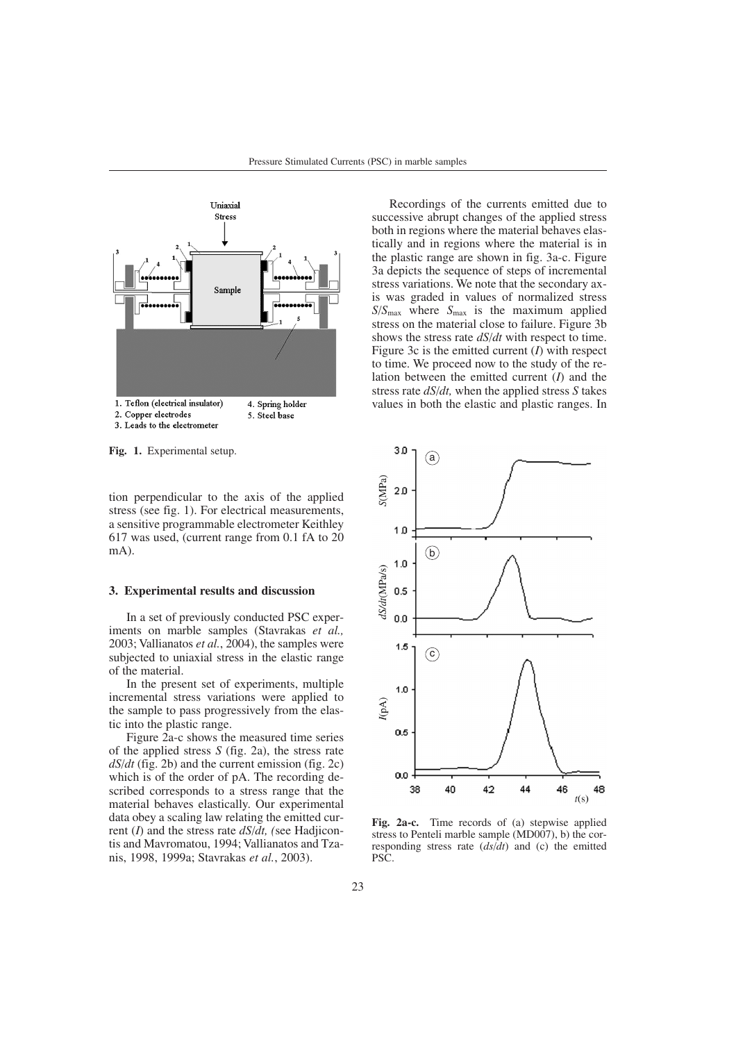1. Teflon (electrical insulator)
2. Copper electrodes
3. Leads to the electrometer
4. Spring holder
5. Steel base

**Fig. 1.** Experimental setup.

tion perpendicular to the axis of the applied stress (see fig. 1). For electrical measurements, a sensitive programmable electrometer Keithley 617 was used, (current range from 0.1 fA to 20 mA).

## 3. Experimental results and discussion

In a set of previously conducted PSC experiments on marble samples (Stavrakas *et al.,* 2003; Vallianatos *et al.*, 2004), the samples were subjected to uniaxial stress in the elastic range of the material.

In the present set of experiments, multiple incremental stress variations were applied to the sample to pass progressively from the elastic into the plastic range.

Figure 2a-c shows the measured time series of the applied stress $S$ (fig. 2a), the stress rate $dS/dt$ (fig. 2b) and the current emission (fig. 2c) which is of the order of pA. The recording described corresponds to a stress range that the material behaves elastically. Our experimental data obey a scaling law relating the emitted current ($I$) and the stress rate $dS/dt$, (see Hadjicontis and Mavromatou, 1994; Vallianatos and Tzanis, 1998, 1999a; Stavrakas *et al.*, 2003).

Recordings of the currents emitted due to successive abrupt changes of the applied stress both in regions where the material behaves elastically and in regions where the material is in the plastic range are shown in fig. 3a-c. Figure 3a depicts the sequence of steps of incremental stress variations. We note that the secondary axis was graded in values of normalized stress $S/S_{max}$ where $S_{max}$ is the maximum applied stress on the material close to failure. Figure 3b shows the stress rate $dS/dt$ with respect to time. Figure 3c is the emitted current ($I$) with respect to time. We proceed now to the study of the relation between the emitted current ($I$) and the stress rate $dS/dt$, when the applied stress $S$ takes values in both the elastic and plastic ranges. In

**Fig. 2a-c.** Time records of (a) stepwise applied stress to Penteli marble sample (MD007), b) the corresponding stress rate ($ds/dt$) and (c) the emitted PSC.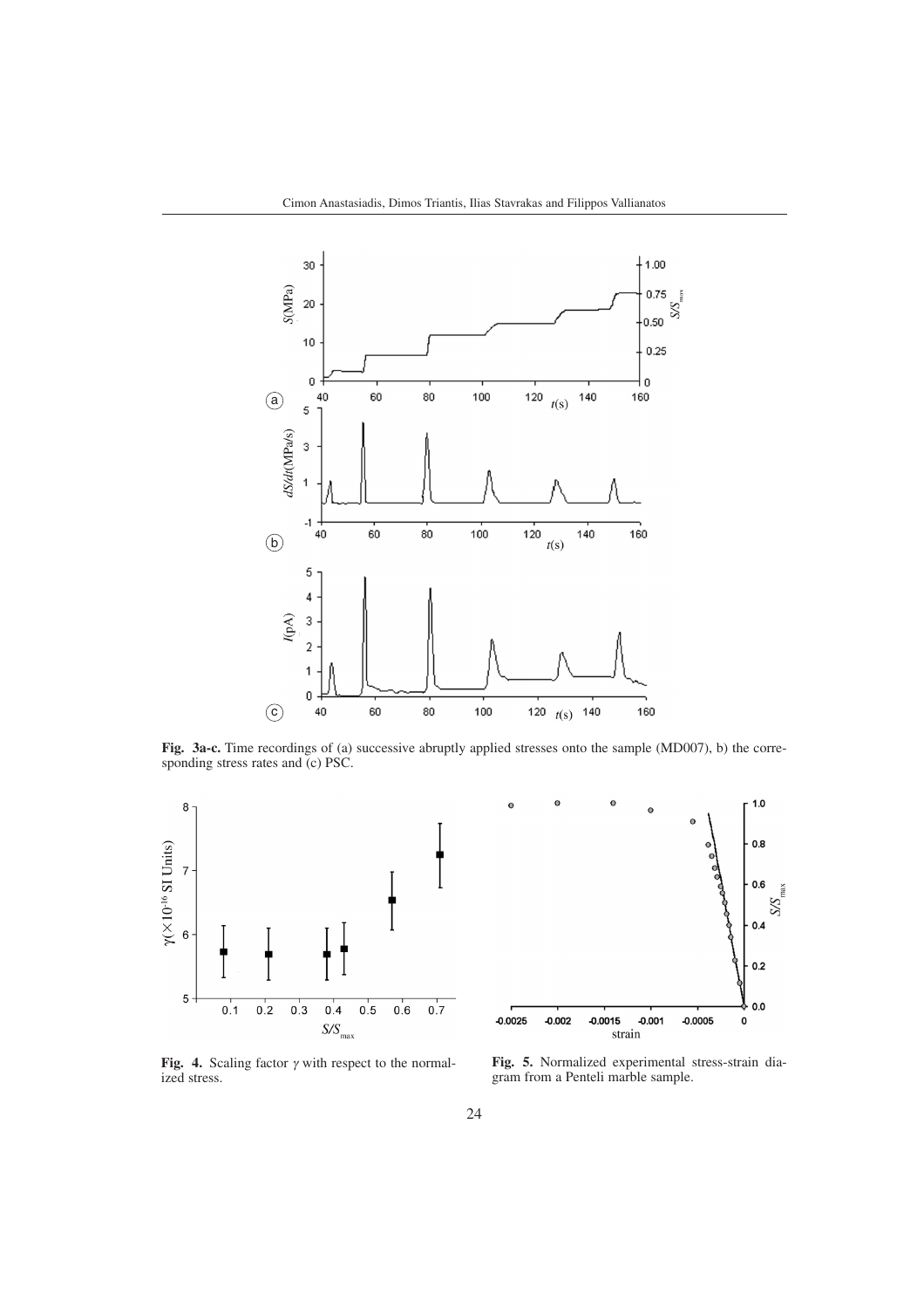**Fig. 3a-c.** Time recordings of (a) successive abruptly applied stresses onto the sample (MD007), b) the corresponding stress rates and (c) PSC.

**Fig. 4.** Scaling factor $\gamma$ with respect to the normalized stress.

**Fig. 5.** Normalized experimental stress-strain diagram from a Penteli marble sample.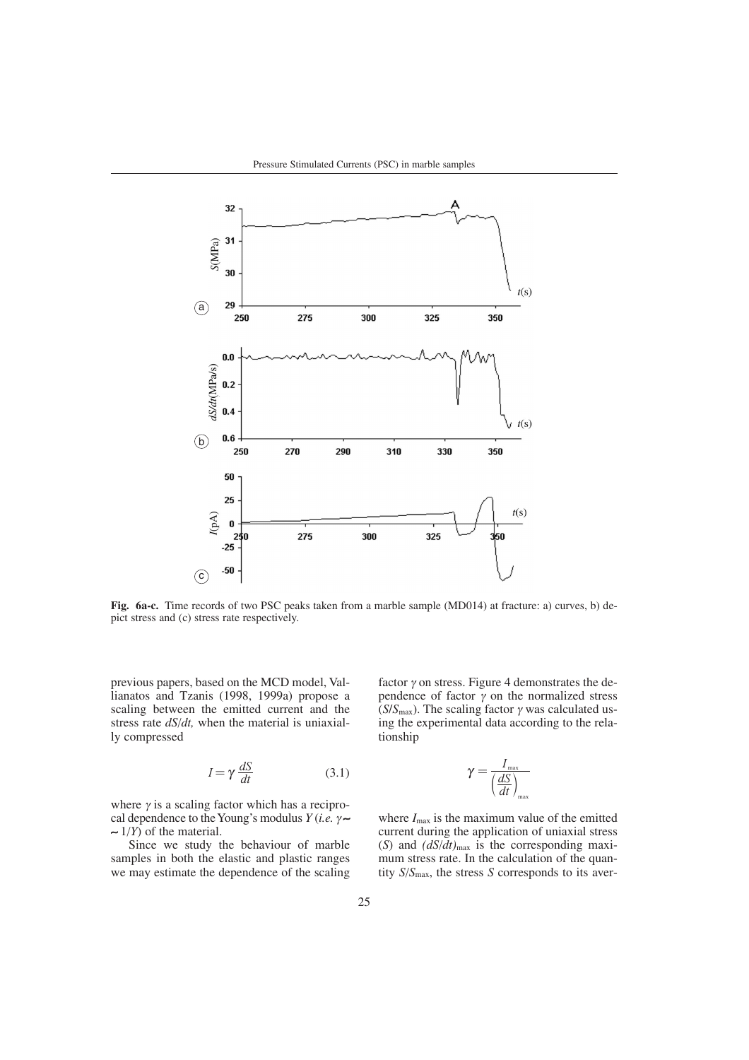**Fig. 6a-c.** Time records of two PSC peaks taken from a marble sample (MD014) at fracture: a) curves, b) depict stress and (c) stress rate respectively.

previous papers, based on the MCD model, Vallianatos and Tzanis (1998, 1999a) propose a scaling between the emitted current and the stress rate $dS/dt$, when the material is uniaxially compressed

$$I = \gamma \frac{dS}{dt} \tag{3.1}$$

where $\gamma$ is a scaling factor which has a reciprocal dependence to the Young's modulus $Y$ (*i.e.* $\gamma \sim \sim 1/Y$) of the material.

Since we study the behaviour of marble samples in both the elastic and plastic ranges we may estimate the dependence of the scaling factor $\gamma$ on stress. Figure 4 demonstrates the dependence of factor $\gamma$ on the normalized stress ($S/S_{max}$). The scaling factor $\gamma$ was calculated using the experimental data according to the relationship

$$\gamma = \frac{I_{max}}{\left(\frac{dS}{dt}\right)_{max}}$$

where $I_{max}$ is the maximum value of the emitted current during the application of uniaxial stress ($S$) and $(dS/dt)_{max}$ is the corresponding maximum stress rate. In the calculation of the quantity $S/S_{max}$, the stress $S$ corresponds to its aver-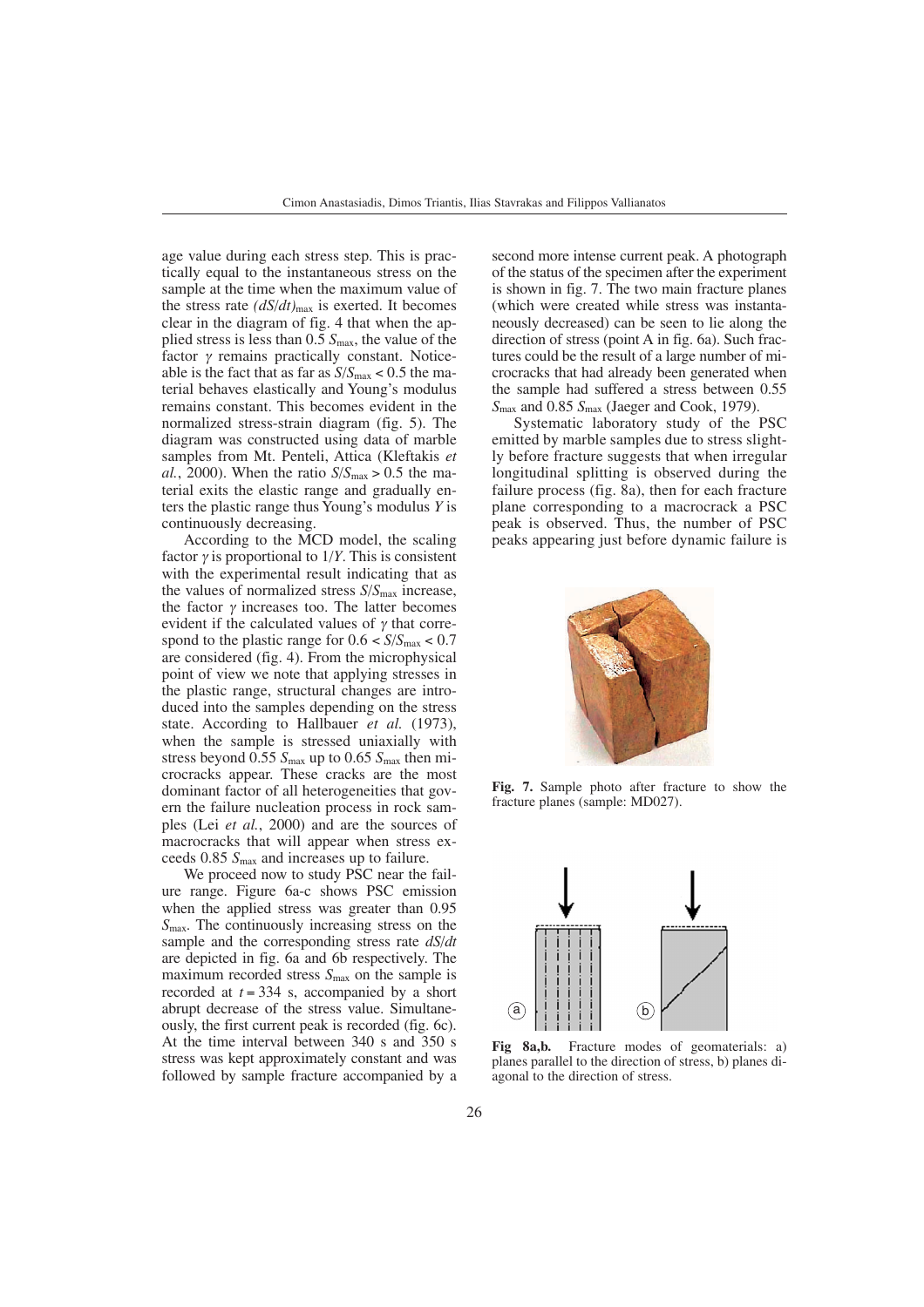age value during each stress step. This is practically equal to the instantaneous stress on the sample at the time when the maximum value of the stress rate $(dS/dt)_{max}$ is exerted. It becomes clear in the diagram of fig. 4 that when the applied stress is less than 0.5 $S_{max}$, the value of the factor $\gamma$ remains practically constant. Noticeable is the fact that as far as $S/S_{max} < 0.5$ the material behaves elastically and Young's modulus remains constant. This becomes evident in the normalized stress-strain diagram (fig. 5). The diagram was constructed using data of marble samples from Mt. Penteli, Attica (Kleftakis *et al.*, 2000). When the ratio $S/S_{max} > 0.5$ the material exits the elastic range and gradually enters the plastic range thus Young's modulus $Y$ is continuously decreasing.

According to the MCD model, the scaling factor $\gamma$ is proportional to $1/Y$. This is consistent with the experimental result indicating that as the values of normalized stress $S/S_{max}$ increase, the factor $\gamma$ increases too. The latter becomes evident if the calculated values of $\gamma$ that correspond to the plastic range for $0.6 < S/S_{max} < 0.7$ are considered (fig. 4). From the microphysical point of view we note that applying stresses in the plastic range, structural changes are introduced into the samples depending on the stress state. According to Hallbauer *et al.* (1973), when the sample is stressed uniaxially with stress beyond 0.55 $S_{max}$ up to 0.65 $S_{max}$ then microcracks appear. These cracks are the most dominant factor of all heterogeneities that govern the failure nucleation process in rock samples (Lei *et al.*, 2000) and are the sources of macrocracks that will appear when stress exceeds 0.85 $S_{max}$ and increases up to failure.

We proceed now to study PSC near the failure range. Figure 6a-c shows PSC emission when the applied stress was greater than 0.95 $S_{max}$. The continuously increasing stress on the sample and the corresponding stress rate $dS/dt$ are depicted in fig. 6a and 6b respectively. The maximum recorded stress $S_{max}$ on the sample is recorded at $t = 334$ s, accompanied by a short abrupt decrease of the stress value. Simultaneously, the first current peak is recorded (fig. 6c). At the time interval between 340 s and 350 s stress was kept approximately constant and was followed by sample fracture accompanied by a second more intense current peak. A photograph of the status of the specimen after the experiment is shown in fig. 7. The two main fracture planes (which were created while stress was instantaneously decreased) can be seen to lie along the direction of stress (point A in fig. 6a). Such fractures could be the result of a large number of microcracks that had already been generated when the sample had suffered a stress between 0.55 $S_{max}$ and 0.85 $S_{max}$ (Jaeger and Cook, 1979).

Systematic laboratory study of the PSC emitted by marble samples due to stress slightly before fracture suggests that when irregular longitudinal splitting is observed during the failure process (fig. 8a), then for each fracture plane corresponding to a macrocrack a PSC peak is observed. Thus, the number of PSC peaks appearing just before dynamic failure is

**Fig. 7.** Sample photo after fracture to show the fracture planes (sample: MD027).

**Fig 8a,b.** Fracture modes of geomaterials: a) planes parallel to the direction of stress, b) planes diagonal to the direction of stress.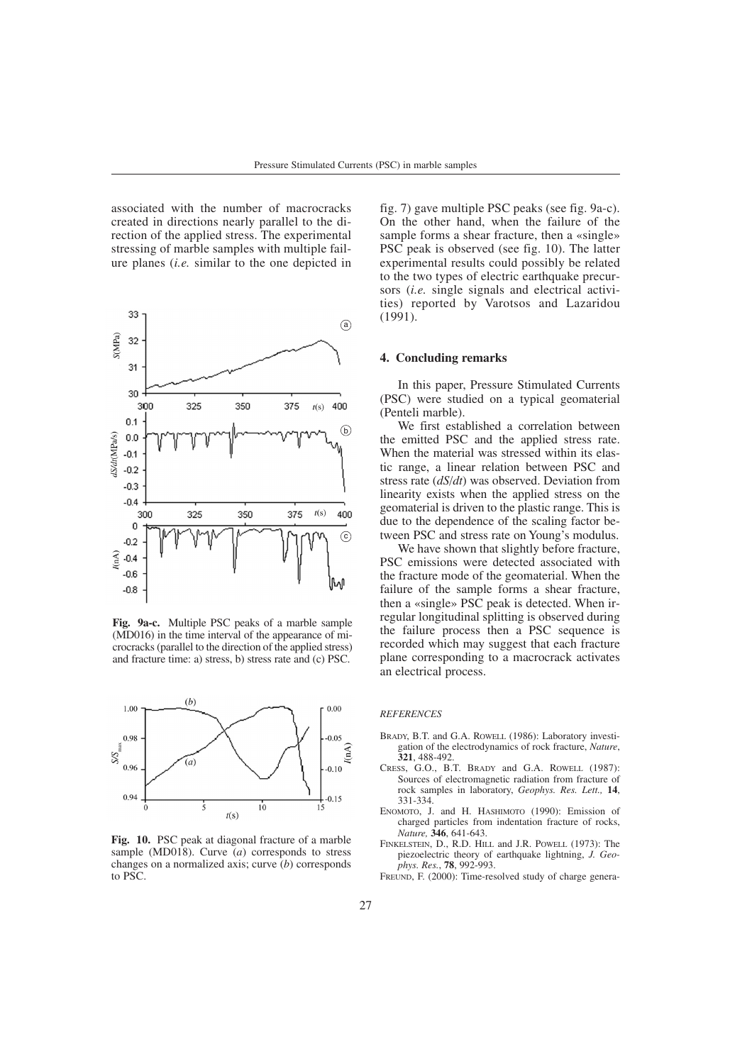associated with the number of macrocracks created in directions nearly parallel to the direction of the applied stress. The experimental stressing of marble samples with multiple failure planes (*i.e.* similar to the one depicted in fig. 7) gave multiple PSC peaks (see fig. 9a-c). On the other hand, when the failure of the sample forms a shear fracture, then a «single» PSC peak is observed (see fig. 10). The latter experimental results could possibly be related to the two types of electric earthquake precursors (*i.e.* single signals and electrical activities) reported by Varotsos and Lazaridou (1991).

**Fig. 9a-c.** Multiple PSC peaks of a marble sample (MD016) in the time interval of the appearance of microcracks (parallel to the direction of the applied stress) and fracture time: a) stress, b) stress rate and (c) PSC.

**Fig. 10.** PSC peak at diagonal fracture of a marble sample (MD018). Curve (*a*) corresponds to stress changes on a normalized axis; curve (*b*) corresponds to PSC.

## 4. Concluding remarks

In this paper, Pressure Stimulated Currents (PSC) were studied on a typical geomaterial (Penteli marble).

We first established a correlation between the emitted PSC and the applied stress rate. When the material was stressed within its elastic range, a linear relation between PSC and stress rate ($dS/dt$) was observed. Deviation from linearity exists when the applied stress on the geomaterial is driven to the plastic range. This is due to the dependence of the scaling factor between PSC and stress rate on Young's modulus.

We have shown that slightly before fracture, PSC emissions were detected associated with the fracture mode of the geomaterial. When the failure of the sample forms a shear fracture, then a «single» PSC peak is detected. When irregular longitudinal splitting is observed during the failure process then a PSC sequence is recorded which may suggest that each fracture plane corresponding to a macrocrack activates an electrical process.

*REFERENCES*

BRADY, B.T. and G.A. ROWELL (1986): Laboratory investigation of the electrodynamics of rock fracture, *Nature*, **321**, 488-492.

CRESS, G.O., B.T. BRADY and G.A. ROWELL (1987): Sources of electromagnetic radiation from fracture of rock samples in laboratory, *Geophys. Res. Lett.,* **14**, 331-334.

ENOMOTO, J. and H. HASHIMOTO (1990): Emission of charged particles from indentation fracture of rocks, *Nature,* **346**, 641-643.

FINKELSTEIN, D., R.D. HILL and J.R. POWELL (1973): The piezoelectric theory of earthquake lightning, *J. Geophys. Res.*, **78**, 992-993.

FREUND, F. (2000): Time-resolved study of charge genera-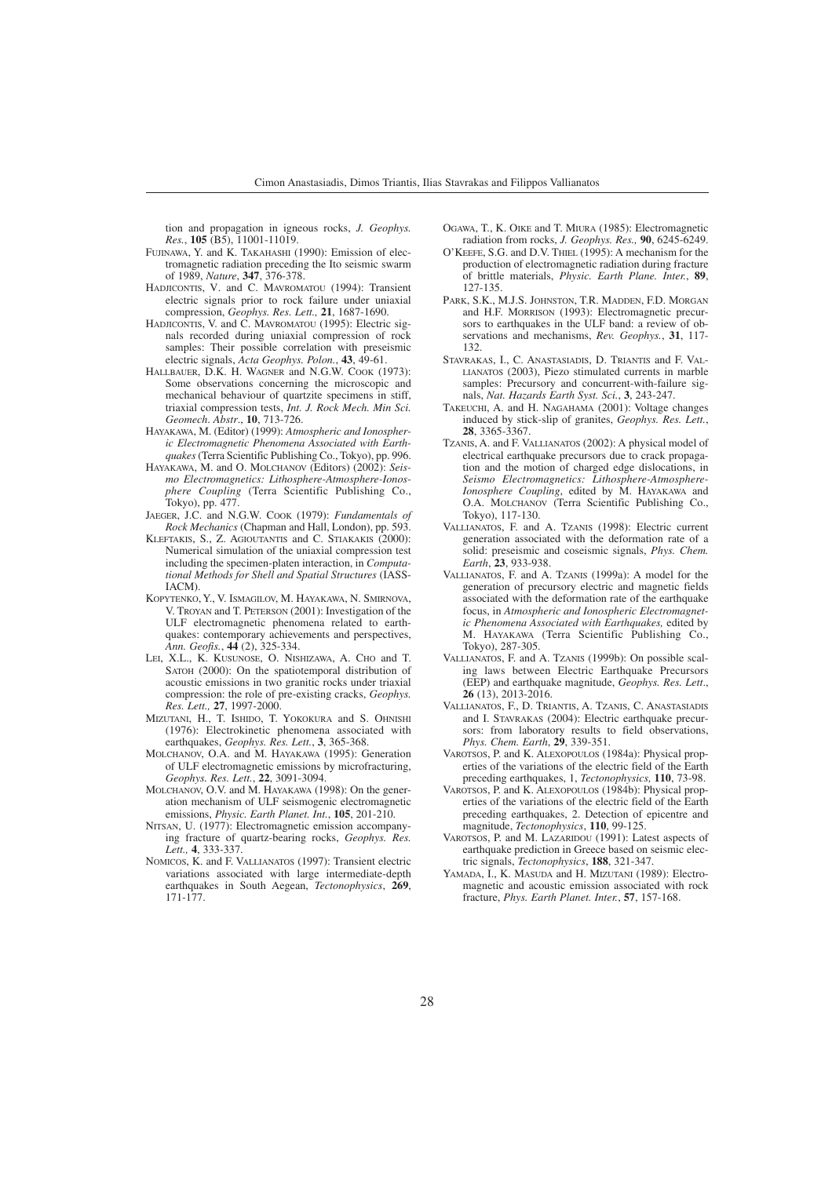tion and propagation in igneous rocks, *J. Geophys. Res.*, **105** (B5), 11001-11019.

FUJINAWA, Y. and K. TAKAHASHI (1990): Emission of electromagnetic radiation preceding the Ito seismic swarm of 1989, *Nature*, **347**, 376-378.

HADJICONTIS, V. and C. MAVROMATOU (1994): Transient electric signals prior to rock failure under uniaxial compression, *Geophys. Res. Lett.,* **21**, 1687-1690.

HADJICONTIS, V. and C. MAVROMATOU (1995): Electric signals recorded during uniaxial compression of rock samples: Their possible correlation with preseismic electric signals, *Acta Geophys. Polon.*, **43**, 49-61.

HALLBAUER, D.K. H. WAGNER and N.G.W. COOK (1973): Some observations concerning the microscopic and mechanical behaviour of quartzite specimens in stiff, triaxial compression tests, *Int. J. Rock Mech. Min Sci. Geomech. Abstr*., **10**, 713-726.

HAYAKAWA, M. (Editor) (1999): *Atmospheric and Ionospheric Electromagnetic Phenomena Associated with Earthquakes* (Terra Scientific Publishing Co., Tokyo), pp. 996.

HAYAKAWA, M. and O. MOLCHANOV (Editors) (2002): *Seismo Electromagnetics: Lithosphere-Atmosphere-Ionosphere Coupling* (Terra Scientific Publishing Co., Tokyo), pp. 477.

JAEGER, J.C. and N.G.W. COOK (1979): *Fundamentals of Rock Mechanics* (Chapman and Hall, London), pp. 593.

KLEFTAKIS, S., Z. AGIOUTANTIS and C. STIAKAKIS (2000): Numerical simulation of the uniaxial compression test including the specimen-platen interaction, in *Computational Methods for Shell and Spatial Structures* (IASS-IACM).

KOPYTENKO, Y., V. ISMAGILOV, M. HAYAKAWA, N. SMIRNOVA, V. TROYAN and T. PETERSON (2001): Investigation of the ULF electromagnetic phenomena related to earthquakes: contemporary achievements and perspectives, *Ann. Geofis.*, **44** (2), 325-334.

LEI, X.L., K. KUSUNOSE, O. NISHIZAWA, A. CHO and T. SATOH (2000): On the spatiotemporal distribution of acoustic emissions in two granitic rocks under triaxial compression: the role of pre-existing cracks, *Geophys. Res. Lett.,* **27**, 1997-2000.

MIZUTANI, H., T. ISHIDO, T. YOKOKURA and S. OHNISHI (1976): Electrokinetic phenomena associated with earthquakes, *Geophys. Res. Lett.*, **3**, 365-368.

MOLCHANOV, O.A. and M. HAYAKAWA (1995): Generation of ULF electromagnetic emissions by microfracturing, *Geophys. Res. Lett.*, **22**, 3091-3094.

MOLCHANOV, O.V. and M. HAYAKAWA (1998): On the generation mechanism of ULF seismogenic electromagnetic emissions, *Physic. Earth Planet. Int.*, **105**, 201-210.

NITSAN, U. (1977): Electromagnetic emission accompanying fracture of quartz-bearing rocks, *Geophys. Res. Lett.,* **4**, 333-337.

NOMICOS, K. and F. VALLIANATOS (1997): Transient electric variations associated with large intermediate-depth earthquakes in South Aegean, *Tectonophysics*, **269**, 171-177.

OGAWA, T., K. OIKE and T. MIURA (1985): Electromagnetic radiation from rocks, *J. Geophys. Res.,* **90**, 6245-6249.

O'KEEFE, S.G. and D.V. THIEL (1995): A mechanism for the production of electromagnetic radiation during fracture of brittle materials, *Physic. Earth Plane. Inter.*, **89**, 127-135.

PARK, S.K., M.J.S. JOHNSTON, T.R. MADDEN, F.D. MORGAN and H.F. MORRISON (1993): Electromagnetic precursors to earthquakes in the ULF band: a review of observations and mechanisms, *Rev. Geophys.*, **31**, 117-132.

STAVRAKAS, I., C. ANASTASIADIS, D. TRIANTIS and F. VALLIANATOS (2003), Piezo stimulated currents in marble samples: Precursory and concurrent-with-failure signals, *Nat. Hazards Earth Syst. Sci.*, **3**, 243-247.

TAKEUCHI, A. and H. NAGAHAMA (2001): Voltage changes induced by stick-slip of granites, *Geophys. Res. Lett.*, **28**, 3365-3367.

TZANIS, A. and F. VALLIANATOS (2002): A physical model of electrical earthquake precursors due to crack propagation and the motion of charged edge dislocations, in *Seismo Electromagnetics: Lithosphere-Atmosphere-Ionosphere Coupling*, edited by M. HAYAKAWA and O.A. MOLCHANOV (Terra Scientific Publishing Co., Tokyo), 117-130.

VALLIANATOS, F. and A. TZANIS (1998): Electric current generation associated with the deformation rate of a solid: preseismic and coseismic signals, *Phys. Chem. Earth*, **23**, 933-938.

VALLIANATOS, F. and A. TZANIS (1999a): A model for the generation of precursory electric and magnetic fields associated with the deformation rate of the earthquake focus, in *Atmospheric and Ionospheric Electromagnetic Phenomena Associated with Earthquakes,* edited by M. HAYAKAWA (Terra Scientific Publishing Co., Tokyo), 287-305.

VALLIANATOS, F. and A. TZANIS (1999b): On possible scaling laws between Electric Earthquake Precursors (EEP) and earthquake magnitude, *Geophys. Res. Lett*., **26** (13), 2013-2016.

VALLIANATOS, F., D. TRIANTIS, A. TZANIS, C. ANASTASIADIS and I. STAVRAKAS (2004): Electric earthquake precursors: from laboratory results to field observations, *Phys. Chem. Earth*, **29**, 339-351.

VAROTSOS, P. and K. ALEXOPOULOS (1984a): Physical properties of the variations of the electric field of the Earth preceding earthquakes, 1, *Tectonophysics,* **110**, 73-98.

VAROTSOS, P. and K. ALEXOPOULOS (1984b): Physical properties of the variations of the electric field of the Earth preceding earthquakes, 2. Detection of epicentre and magnitude, *Tectonophysics*, **110**, 99-125.

VAROTSOS, P. and M. LAZARIDOU (1991): Latest aspects of earthquake prediction in Greece based on seismic electric signals, *Tectonophysics*, **188**, 321-347.

YAMADA, I., K. MASUDA and H. MIZUTANI (1989): Electromagnetic and acoustic emission associated with rock fracture, *Phys. Earth Planet. Inter.*, **57**, 157-168.